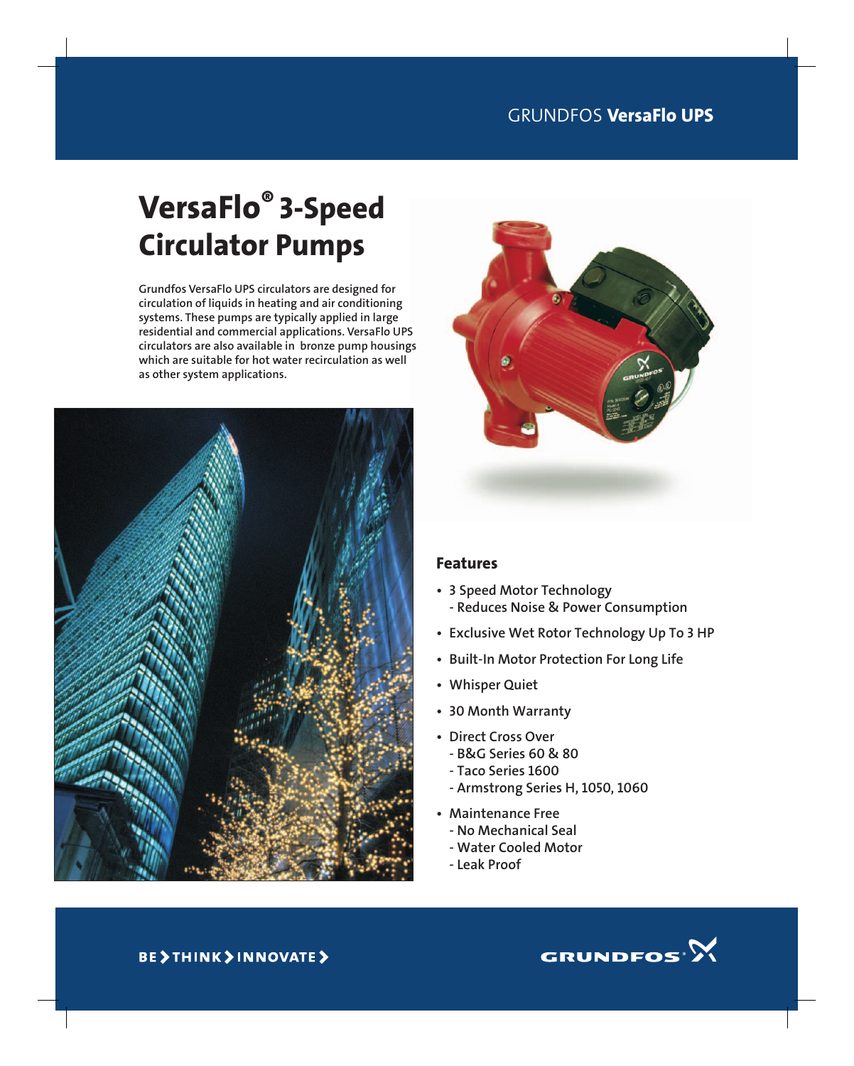GRUNDFOS **VersaFlo UPS**

# VersaFlo® 3-Speed Circulator Pumps

Grundfos VersaFlo UPS circulators are designed for circulation of liquids in heating and air conditioning systems. These pumps are typically applied in large residential and commercial applications. VersaFlo UPS circulators are also available in bronze pump housings which are suitable for hot water recirculation as well as other system applications.

## Features

- 3 Speed Motor Technology
  - Reduces Noise & Power Consumption
- Exclusive Wet Rotor Technology Up To 3 HP
- Built-In Motor Protection For Long Life
- Whisper Quiet
- 30 Month Warranty
- Direct Cross Over
  - B&G Series 60 & 80
  - Taco Series 1600
  - Armstrong Series H, 1050, 1060
- Maintenance Free
  - No Mechanical Seal
  - Water Cooled Motor
  - Leak Proof

BE > THINK > INNOVATE >

GRUNDFOS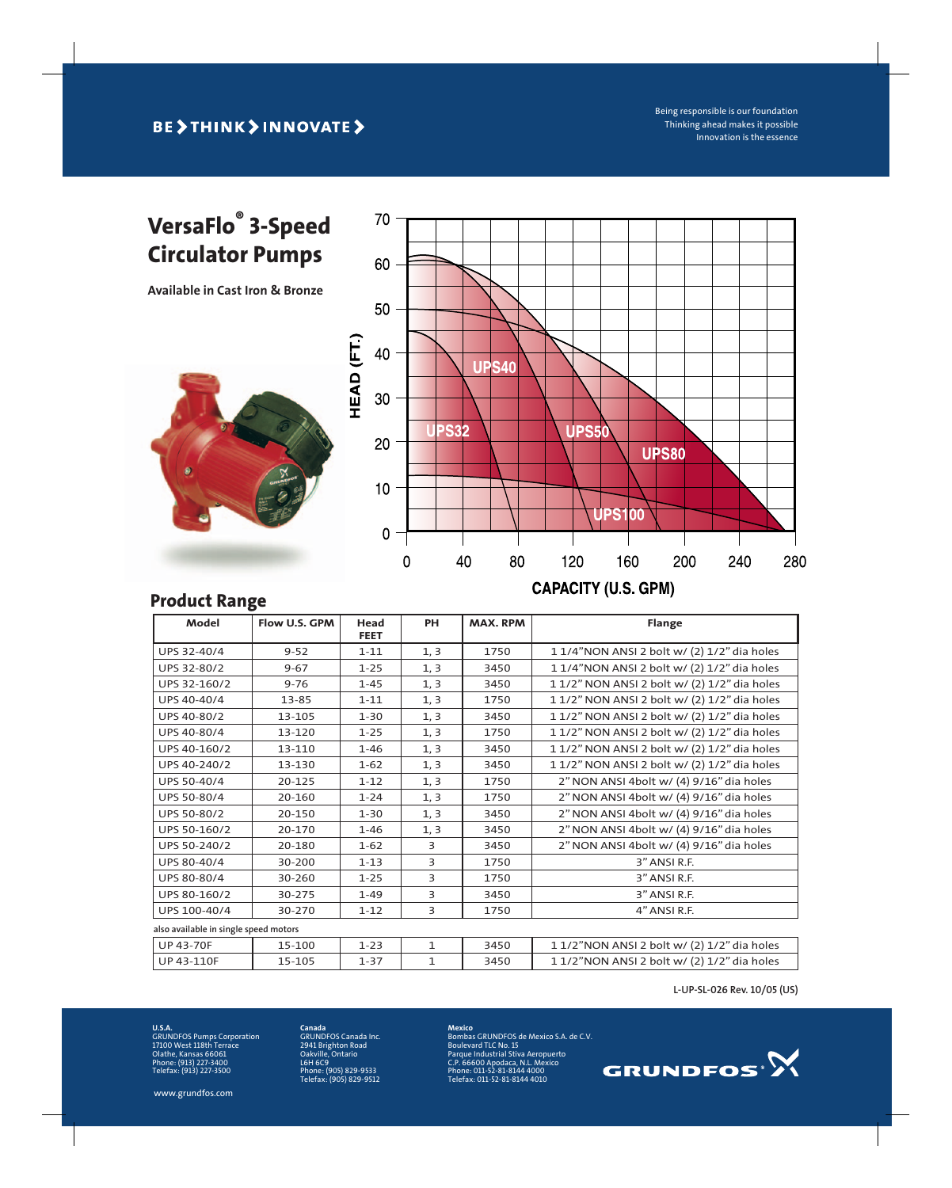BE > THINK > INNOVATE >

Being responsible is our foundation
Thinking ahead makes it possible
Innovation is the essence

# VersaFlo® 3-Speed Circulator Pumps

**Available in Cast Iron & Bronze**

HEAD (FT.)

70
60
50
40
30
20
10
0

0 40 80 120 160 200 240 280

CAPACITY (U.S. GPM)

UPS32
UPS40
UPS50
UPS80
UPS100

## Product Range

| Model | Flow U.S. GPM | Head FEET | PH | MAX. RPM | Flange |
|---|---|---|---|---|---|
| UPS 32-40/4 | 9-52 | 1-11 | 1, 3 | 1750 | 1 1/4"NON ANSI 2 bolt w/ (2) 1/2" dia holes |
| UPS 32-80/2 | 9-67 | 1-25 | 1, 3 | 3450 | 1 1/4"NON ANSI 2 bolt w/ (2) 1/2" dia holes |
| UPS 32-160/2 | 9-76 | 1-45 | 1, 3 | 3450 | 1 1/2" NON ANSI 2 bolt w/ (2) 1/2" dia holes |
| UPS 40-40/4 | 13-85 | 1-11 | 1, 3 | 1750 | 1 1/2" NON ANSI 2 bolt w/ (2) 1/2" dia holes |
| UPS 40-80/2 | 13-105 | 1-30 | 1, 3 | 3450 | 1 1/2" NON ANSI 2 bolt w/ (2) 1/2" dia holes |
| UPS 40-80/4 | 13-120 | 1-25 | 1, 3 | 1750 | 1 1/2" NON ANSI 2 bolt w/ (2) 1/2" dia holes |
| UPS 40-160/2 | 13-110 | 1-46 | 1, 3 | 3450 | 1 1/2" NON ANSI 2 bolt w/ (2) 1/2" dia holes |
| UPS 40-240/2 | 13-130 | 1-62 | 1, 3 | 3450 | 1 1/2" NON ANSI 2 bolt w/ (2) 1/2" dia holes |
| UPS 50-40/4 | 20-125 | 1-12 | 1, 3 | 1750 | 2" NON ANSI 4bolt w/ (4) 9/16" dia holes |
| UPS 50-80/4 | 20-160 | 1-24 | 1, 3 | 1750 | 2" NON ANSI 4bolt w/ (4) 9/16" dia holes |
| UPS 50-80/2 | 20-150 | 1-30 | 1, 3 | 3450 | 2" NON ANSI 4bolt w/ (4) 9/16" dia holes |
| UPS 50-160/2 | 20-170 | 1-46 | 1, 3 | 3450 | 2" NON ANSI 4bolt w/ (4) 9/16" dia holes |
| UPS 50-240/2 | 20-180 | 1-62 | 3 | 3450 | 2" NON ANSI 4bolt w/ (4) 9/16" dia holes |
| UPS 80-40/4 | 30-200 | 1-13 | 3 | 1750 | 3" ANSI R.F. |
| UPS 80-80/4 | 30-260 | 1-25 | 3 | 1750 | 3" ANSI R.F. |
| UPS 80-160/2 | 30-275 | 1-49 | 3 | 3450 | 3" ANSI R.F. |
| UPS 100-40/4 | 30-270 | 1-12 | 3 | 1750 | 4" ANSI R.F. |

also available in single speed motors

| | | | | | |
|---|---|---|---|---|---|
| UP 43-70F | 15-100 | 1-23 | 1 | 3450 | 1 1/2"NON ANSI 2 bolt w/ (2) 1/2" dia holes |
| UP 43-110F | 15-105 | 1-37 | 1 | 3450 | 1 1/2"NON ANSI 2 bolt w/ (2) 1/2" dia holes |

L-UP-SL-026 Rev. 10/05 (US)

**U.S.A.**
GRUNDFOS Pumps Corporation
17100 West 118th Terrace
Olathe, Kansas 66061
Phone: (913) 227-3400
Telefax: (913) 227-3500

**Canada**
GRUNDFOS Canada Inc.
2941 Brighton Road
Oakville, Ontario
L6H 6C9
Phone: (905) 829-9533
Telefax: (905) 829-9512

**Mexico**
Bombas GRUNDFOS de Mexico S.A. de C.V.
Boulevard TLC No. 15
Parque Industrial Stiva Aeropuerto
C.P. 66600 Apodaca, N.L. Mexico
Phone: 011-52-81-8144 4000
Telefax: 011-52-81-8144 4010

www.grundfos.com

GRUNDFOS®